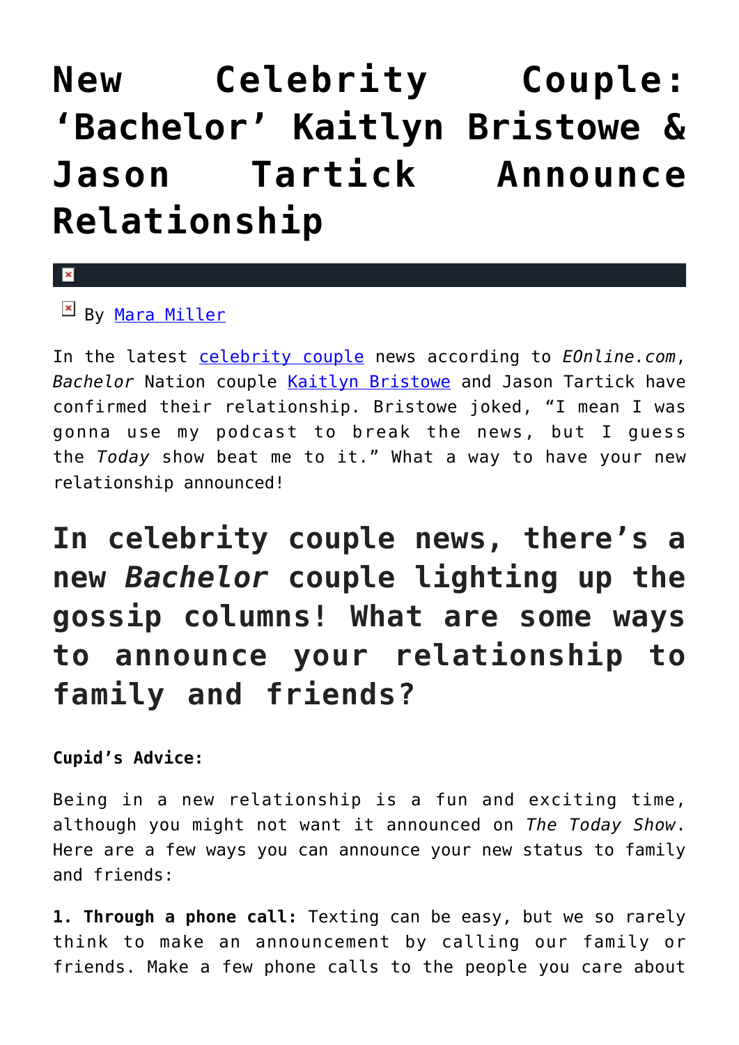# New Celebrity Couple: 'Bachelor' Kaitlyn Bristowe & Jason Tartick Announce Relationship

By Mara Miller

In the latest celebrity couple news according to *EOnline.com*, *Bachelor* Nation couple Kaitlyn Bristowe and Jason Tartick have confirmed their relationship. Bristowe joked, "I mean I was gonna use my podcast to break the news, but I guess the *Today* show beat me to it." What a way to have your new relationship announced!

## In celebrity couple news, there's a new *Bachelor* couple lighting up the gossip columns! What are some ways to announce your relationship to family and friends?

**Cupid's Advice:**

Being in a new relationship is a fun and exciting time, although you might not want it announced on *The Today Show*. Here are a few ways you can announce your new status to family and friends:

**1. Through a phone call:** Texting can be easy, but we so rarely think to make an announcement by calling our family or friends. Make a few phone calls to the people you care about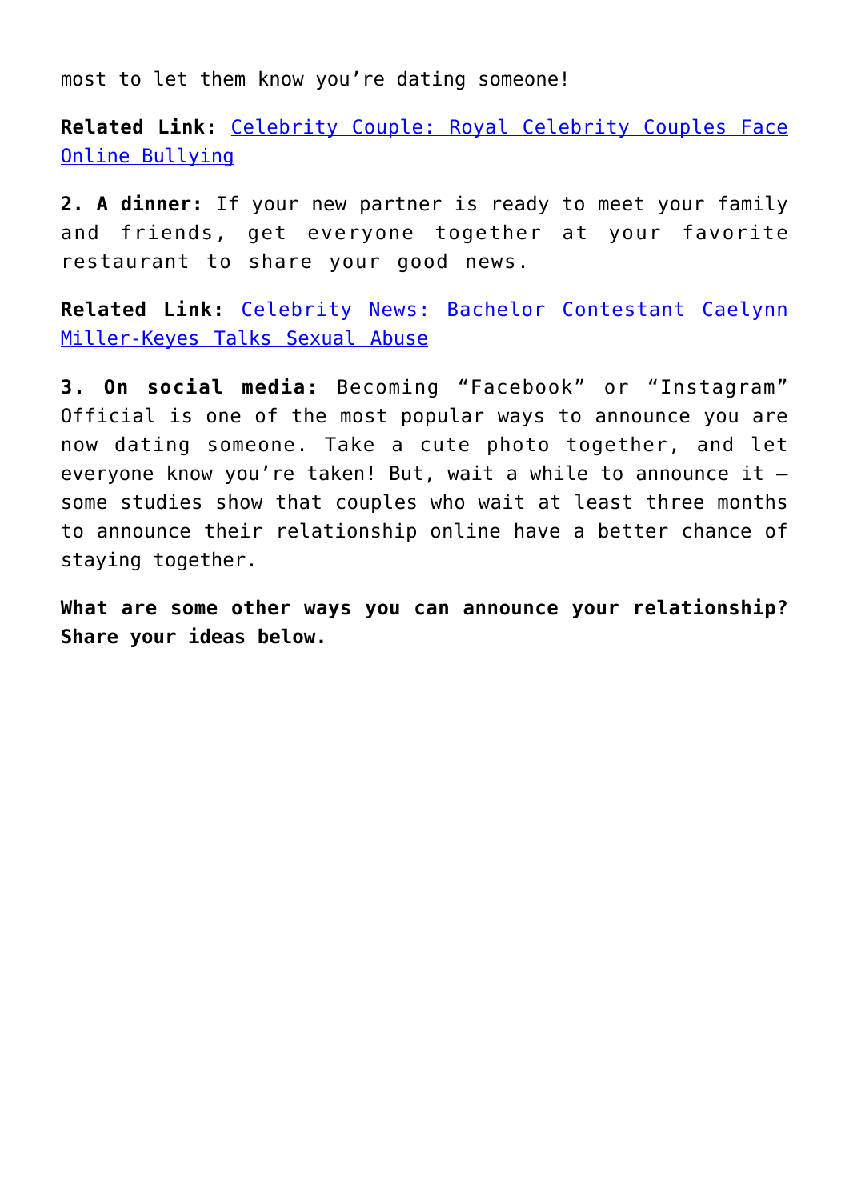most to let them know you're dating someone!

**Related Link:** [Celebrity Couple: Royal Celebrity Couples Face Online Bullying]()

**2. A dinner:** If your new partner is ready to meet your family and friends, get everyone together at your favorite restaurant to share your good news.

**Related Link:** [Celebrity News: Bachelor Contestant Caelynn Miller-Keyes Talks Sexual Abuse]()

**3. On social media:** Becoming "Facebook" or "Instagram" Official is one of the most popular ways to announce you are now dating someone. Take a cute photo together, and let everyone know you're taken! But, wait a while to announce it – some studies show that couples who wait at least three months to announce their relationship online have a better chance of staying together.

**What are some other ways you can announce your relationship? Share your ideas below.**